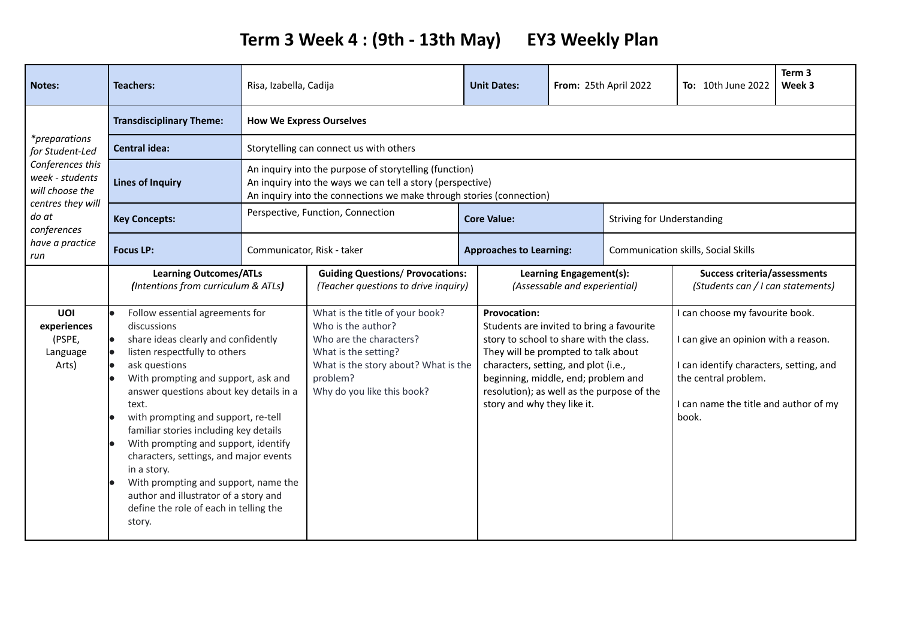# Term 3 Week 4 : (9th - 13th May)      EY3 Weekly Plan

| Notes: | Teachers: | Risa, Izabella, Cadija | | Unit Dates: | From: 25th April 2022 | To: 10th June 2022 | Term 3 Week 3 |
|---|---|---|---|---|---|---|---|
| *\*preparations for Student-Led Conferences this week - students will choose the centres they will do at conferences have a practice run* | **Transdisciplinary Theme:** | **How We Express Ourselves** | | | | | |
| | **Central idea:** | Storytelling can connect us with others | | | | | |
| | **Lines of Inquiry** | An inquiry into the purpose of storytelling (function)<br>An inquiry into the ways we can tell a story (perspective)<br>An inquiry into the connections we make through stories (connection) | | | | | |
| | **Key Concepts:** | Perspective, Function, Connection | | **Core Value:** | Striving for Understanding | | |
| | **Focus LP:** | Communicator, Risk - taker | | **Approaches to Learning:** | Communication skills, Social Skills | | |

| | Learning Outcomes/ATLs *(Intentions from curriculum & ATLs)* | Guiding Questions/ Provocations: *(Teacher questions to drive inquiry)* | Learning Engagement(s): *(Assessable and experiential)* | Success criteria/assessments *(Students can / I can statements)* |
|---|---|---|---|---|
| **UOI experiences** (PSPE, Language Arts) | • Follow essential agreements for discussions<br>• share ideas clearly and confidently<br>• listen respectfully to others<br>• ask questions<br>• With prompting and support, ask and answer questions about key details in a text.<br>• with prompting and support, re-tell familiar stories including key details<br>• With prompting and support, identify characters, settings, and major events in a story.<br>• With prompting and support, name the author and illustrator of a story and define the role of each in telling the story. | What is the title of your book?<br>Who is the author?<br>Who are the characters?<br>What is the setting?<br>What is the story about? What is the problem?<br>Why do you like this book? | **Provocation:**<br>Students are invited to bring a favourite story to school to share with the class. They will be prompted to talk about characters, setting, and plot (i.e., beginning, middle, end; problem and resolution); as well as the purpose of the story and why they like it. | I can choose my favourite book.<br><br>I can give an opinion with a reason.<br><br>I can identify characters, setting, and the central problem.<br><br>I can name the title and author of my book. |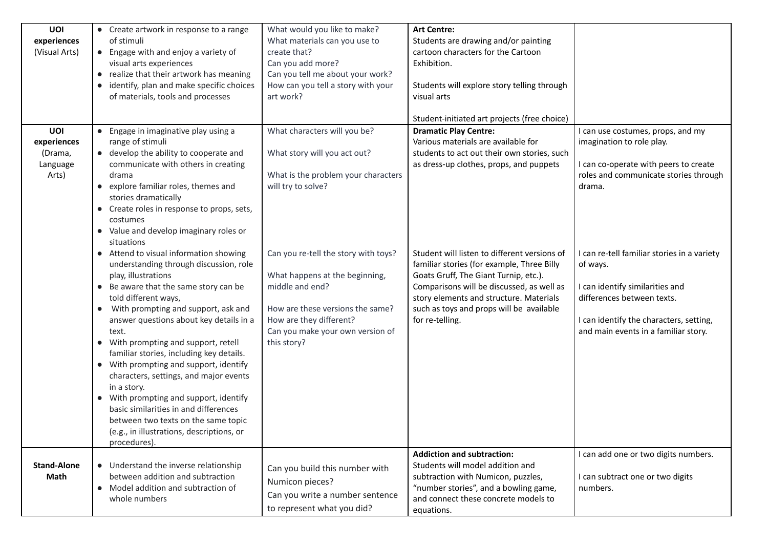| **UOI experiences** (Visual Arts) | • Create artwork in response to a range of stimuli<br>• Engage with and enjoy a variety of visual arts experiences<br>• realize that their artwork has meaning<br>• identify, plan and make specific choices of materials, tools and processes | What would you like to make?<br>What materials can you use to create that?<br>Can you add more?<br>Can you tell me about your work?<br>How can you tell a story with your art work? | **Art Centre:**<br>Students are drawing and/or painting cartoon characters for the Cartoon Exhibition.<br><br>Students will explore story telling through visual arts<br><br>Student-initiated art projects (free choice) | |
|---|---|---|---|---|
| **UOI experiences** (Drama, Language Arts) | • Engage in imaginative play using a range of stimuli<br>• develop the ability to cooperate and communicate with others in creating drama<br>• explore familiar roles, themes and stories dramatically<br>• Create roles in response to props, sets, costumes<br>• Value and develop imaginary roles or situations<br>• Attend to visual information showing understanding through discussion, role play, illustrations<br>• Be aware that the same story can be told different ways,<br>• With prompting and support, ask and answer questions about key details in a text.<br>• With prompting and support, retell familiar stories, including key details.<br>• With prompting and support, identify characters, settings, and major events in a story.<br>• With prompting and support, identify basic similarities in and differences between two texts on the same topic (e.g., in illustrations, descriptions, or procedures). | What characters will you be?<br><br>What story will you act out?<br><br>What is the problem your characters will try to solve?<br><br>Can you re-tell the story with toys?<br><br>What happens at the beginning, middle and end?<br><br>How are these versions the same?<br>How are they different?<br>Can you make your own version of this story? | **Dramatic Play Centre:**<br>Various materials are available for students to act out their own stories, such as dress-up clothes, props, and puppets<br><br>Student will listen to different versions of familiar stories (for example, Three Billy Goats Gruff, The Giant Turnip, etc.). Comparisons will be discussed, as well as story elements and structure. Materials such as toys and props will be available for re-telling. | I can use costumes, props, and my imagination to role play.<br><br>I can co-operate with peers to create roles and communicate stories through drama.<br><br>I can re-tell familiar stories in a variety of ways.<br><br>I can identify similarities and differences between texts.<br><br>I can identify the characters, setting, and main events in a familiar story. |
| **Stand-Alone Math** | • Understand the inverse relationship between addition and subtraction<br>• Model addition and subtraction of whole numbers | Can you build this number with Numicon pieces?<br>Can you write a number sentence to represent what you did? | **Addiction and subtraction:**<br>Students will model addition and subtraction with Numicon, puzzles, "number stories", and a bowling game, and connect these concrete models to equations. | I can add one or two digits numbers.<br><br>I can subtract one or two digits numbers. |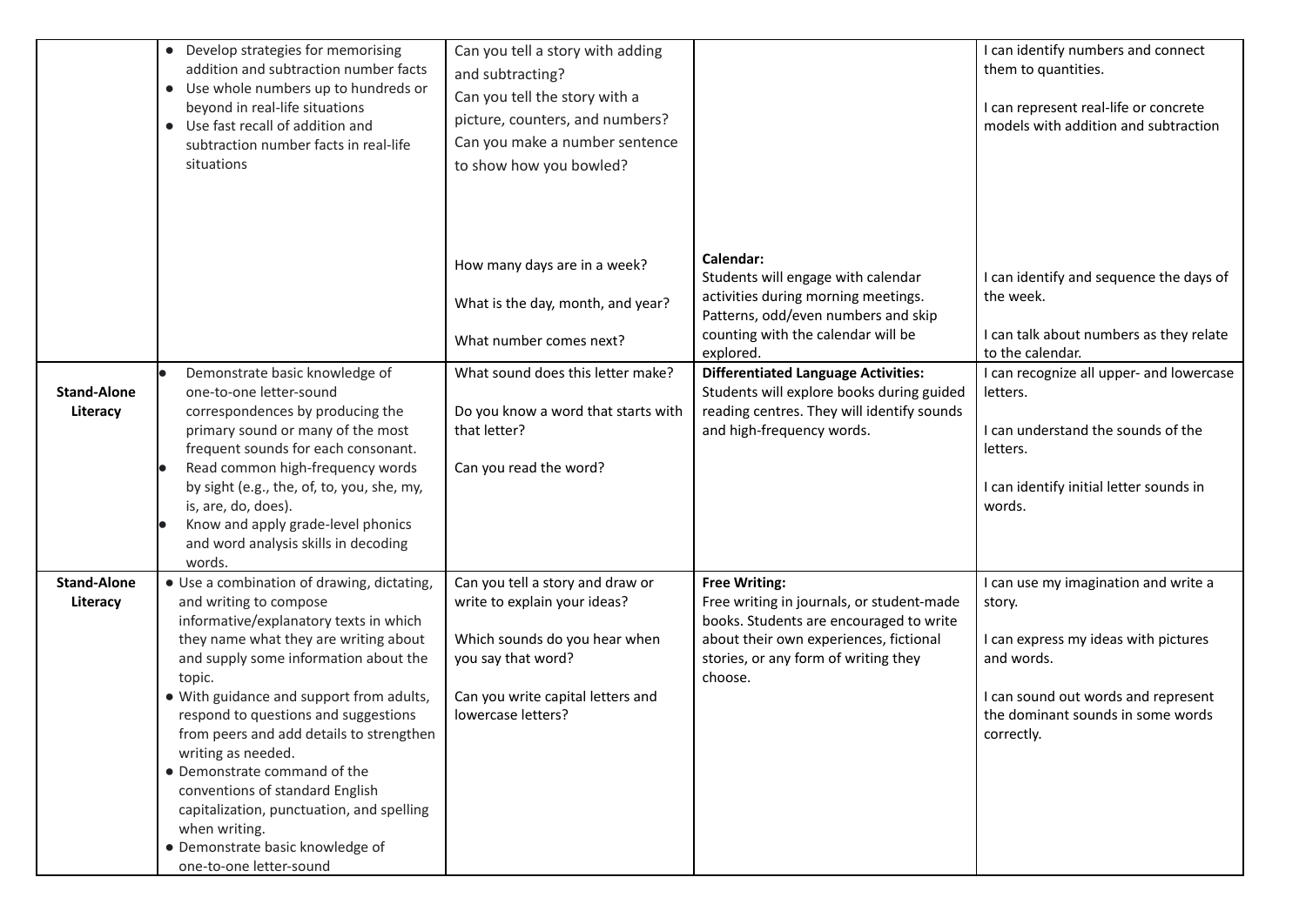| | | | | |
|---|---|---|---|---|
| | • Develop strategies for memorising addition and subtraction number facts<br>• Use whole numbers up to hundreds or beyond in real-life situations<br>• Use fast recall of addition and subtraction number facts in real-life situations | Can you tell a story with adding and subtracting?<br>Can you tell the story with a picture, counters, and numbers?<br>Can you make a number sentence to show how you bowled? | | I can identify numbers and connect them to quantities.<br><br>I can represent real-life or concrete models with addition and subtraction |
| | | How many days are in a week?<br><br>What is the day, month, and year?<br><br>What number comes next? | **Calendar:**<br>Students will engage with calendar activities during morning meetings. Patterns, odd/even numbers and skip counting with the calendar will be explored. | I can identify and sequence the days of the week.<br><br>I can talk about numbers as they relate to the calendar. |
| **Stand-Alone Literacy** | • Demonstrate basic knowledge of one-to-one letter-sound correspondences by producing the primary sound or many of the most frequent sounds for each consonant.<br>• Read common high-frequency words by sight (e.g., the, of, to, you, she, my, is, are, do, does).<br>• Know and apply grade-level phonics and word analysis skills in decoding words. | What sound does this letter make?<br><br>Do you know a word that starts with that letter?<br><br>Can you read the word? | **Differentiated Language Activities:**<br>Students will explore books during guided reading centres. They will identify sounds and high-frequency words. | I can recognize all upper- and lowercase letters.<br><br>I can understand the sounds of the letters.<br><br>I can identify initial letter sounds in words. |
| **Stand-Alone Literacy** | • Use a combination of drawing, dictating, and writing to compose informative/explanatory texts in which they name what they are writing about and supply some information about the topic.<br>• With guidance and support from adults, respond to questions and suggestions from peers and add details to strengthen writing as needed.<br>• Demonstrate command of the conventions of standard English capitalization, punctuation, and spelling when writing.<br>• Demonstrate basic knowledge of one-to-one letter-sound | Can you tell a story and draw or write to explain your ideas?<br><br>Which sounds do you hear when you say that word?<br><br>Can you write capital letters and lowercase letters? | **Free Writing:**<br>Free writing in journals, or student-made books. Students are encouraged to write about their own experiences, fictional stories, or any form of writing they choose. | I can use my imagination and write a story.<br><br>I can express my ideas with pictures and words.<br><br>I can sound out words and represent the dominant sounds in some words correctly. |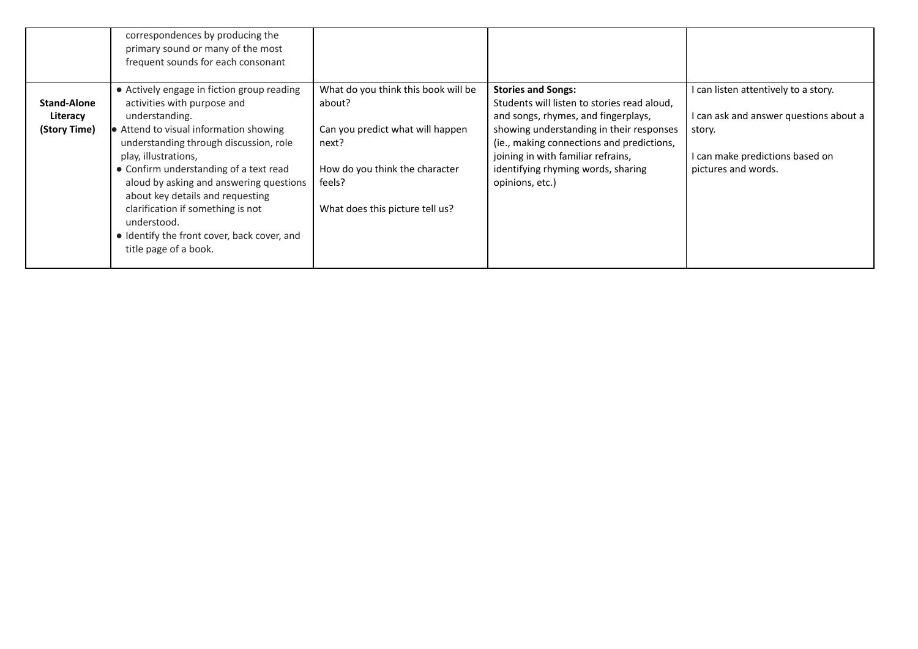| | | | | |
|---|---|---|---|---|
| | correspondences by producing the primary sound or many of the most frequent sounds for each consonant | | | |
| **Stand-Alone Literacy (Story Time)** | • Actively engage in fiction group reading activities with purpose and understanding.<br>• Attend to visual information showing understanding through discussion, role play, illustrations,<br>• Confirm understanding of a text read aloud by asking and answering questions about key details and requesting clarification if something is not understood.<br>• Identify the front cover, back cover, and title page of a book. | What do you think this book will be about?<br><br>Can you predict what will happen next?<br><br>How do you think the character feels?<br><br>What does this picture tell us? | **Stories and Songs:**<br>Students will listen to stories read aloud, and songs, rhymes, and fingerplays, showing understanding in their responses (ie., making connections and predictions, joining in with familiar refrains, identifying rhyming words, sharing opinions, etc.) | I can listen attentively to a story.<br><br>I can ask and answer questions about a story.<br><br>I can make predictions based on pictures and words. |